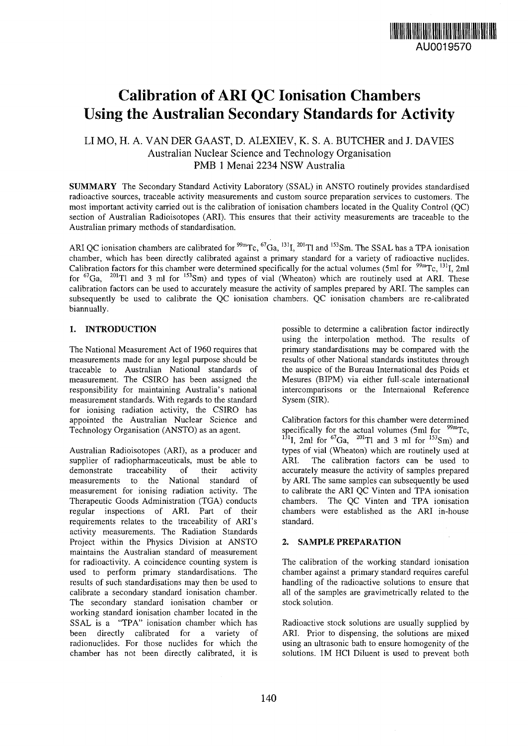AU0019570

# Calibration of ARI QC Ionisation Chambers Using the Australian Secondary Standards for Activity

LI MO, H. A. VAN DER GAAST, D. ALEXIEV, K. S. A. BUTCHER and J. DAVIES
Australian Nuclear Science and Technology Organisation
PMB 1 Menai 2234 NSW Australia

**SUMMARY** The Secondary Standard Activity Laboratory (SSAL) in ANSTO routinely provides standardised radioactive sources, traceable activity measurements and custom source preparation services to customers. The most important activity carried out is the calibration of ionisation chambers located in the Quality Control (QC) section of Australian Radioisotopes (ARI). This ensures that their activity measurements are traceable to the Australian primary methods of standardisation.

ARI QC ionisation chambers are calibrated for $^{99m}$Tc, $^{67}$Ga, $^{131}$I, $^{201}$Tl and $^{153}$Sm. The SSAL has a TPA ionisation chamber, which has been directly calibrated against a primary standard for a variety of radioactive nuclides. Calibration factors for this chamber were determined specifically for the actual volumes (5ml for $^{99m}$Tc, $^{131}$I, 2ml for $^{67}$Ga, $^{201}$Tl and 3 ml for $^{153}$Sm) and types of vial (Wheaton) which are routinely used at ARI. These calibration factors can be used to accurately measure the activity of samples prepared by ARI. The samples can subsequently be used to calibrate the QC ionisation chambers. QC ionisation chambers are re-calibrated biannually.

## 1. INTRODUCTION

The National Measurement Act of 1960 requires that measurements made for any legal purpose should be traceable to Australian National standards of measurement. The CSIRO has been assigned the responsibility for maintaining Australia's national measurement standards. With regards to the standard for ionising radiation activity, the CSIRO has appointed the Australian Nuclear Science and Technology Organisation (ANSTO) as an agent.

Australian Radioisotopes (ARI), as a producer and supplier of radiopharmaceuticals, must be able to demonstrate traceability of their activity measurements to the National standard of measurement for ionising radiation activity. The Therapeutic Goods Administration (TGA) conducts regular inspections of ARI. Part of their requirements relates to the traceability of ARI's activity measurements. The Radiation Standards Project within the Physics Division at ANSTO maintains the Australian standard of measurement for radioactivity. A coincidence counting system is used to perform primary standardisations. The results of such standardisations may then be used to calibrate a secondary standard ionisation chamber. The secondary standard ionisation chamber or working standard ionisation chamber located in the SSAL is a "TPA" ionisation chamber which has been directly calibrated for a variety of radionuclides. For those nuclides for which the chamber has not been directly calibrated, it is possible to determine a calibration factor indirectly using the interpolation method. The results of primary standardisations may be compared with the results of other National standards institutes through the auspice of the Bureau International des Poids et Mesures (BIPM) via either full-scale international intercomparisons or the Internaional Reference Sysem (SIR).

Calibration factors for this chamber were determined specifically for the actual volumes (5ml for $^{99m}$Tc, $^{131}$I, 2ml for $^{67}$Ga, $^{201}$Tl and 3 ml for $^{153}$Sm) and types of vial (Wheaton) which are routinely used at ARI. The calibration factors can be used to accurately measure the activity of samples prepared by ARI. The same samples can subsequently be used to calibrate the ARI QC Vinten and TPA ionisation chambers. The QC Vinten and TPA ionisation chambers were established as the ARI in-house standard.

## 2. SAMPLE PREPARATION

The calibration of the working standard ionisation chamber against a primary standard requires careful handling of the radioactive solutions to ensure that all of the samples are gravimetrically related to the stock solution.

Radioactive stock solutions are usually supplied by ARI. Prior to dispensing, the solutions are mixed using an ultrasonic bath to ensure homogenity of the solutions. 1M HCl Diluent is used to prevent both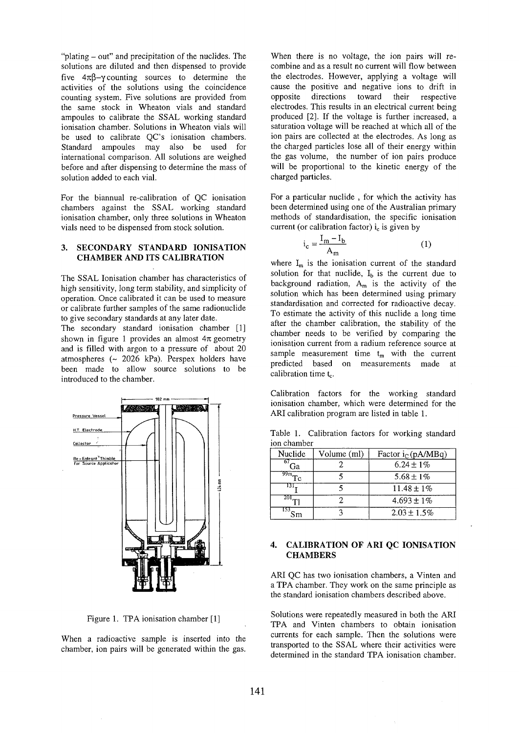"plating – out" and precipitation of the nuclides. The solutions are diluted and then dispensed to provide five $4\pi\beta-\gamma$ counting sources to determine the activities of the solutions using the coincidence counting system. Five solutions are provided from the same stock in Wheaton vials and standard ampoules to calibrate the SSAL working standard ionisation chamber. Solutions in Wheaton vials will be used to calibrate QC's ionisation chambers. Standard ampoules may also be used for international comparison. All solutions are weighed before and after dispensing to determine the mass of solution added to each vial.

For the biannual re-calibration of QC ionisation chambers against the SSAL working standard ionisation chamber, only three solutions in Wheaton vials need to be dispensed from stock solution.

## 3. SECONDARY STANDARD IONISATION CHAMBER AND ITS CALIBRATION

The SSAL Ionisation chamber has characteristics of high sensitivity, long term stability, and simplicity of operation. Once calibrated it can be used to measure or calibrate further samples of the same radionuclide to give secondary standards at any later date.

The secondary standard ionisation chamber [1] shown in figure 1 provides an almost $4\pi$ geometry and is filled with argon to a pressure of about 20 atmospheres (~ 2026 kPa). Perspex holders have been made to allow source solutions to be introduced to the chamber.

Figure 1. TPA ionisation chamber [1]

When a radioactive sample is inserted into the chamber, ion pairs will be generated within the gas. When there is no voltage, the ion pairs will recombine and as a result no current will flow between the electrodes. However, applying a voltage will cause the positive and negative ions to drift in opposite directions toward their respective electrodes. This results in an electrical current being produced [2]. If the voltage is further increased, a saturation voltage will be reached at which all of the ion pairs are collected at the electrodes. As long as the charged particles lose all of their energy within the gas volume, the number of ion pairs produce will be proportional to the kinetic energy of the charged particles.

For a particular nuclide , for which the activity has been determined using one of the Australian primary methods of standardisation, the specific ionisation current (or calibration factor) $i_c$ is given by

$$i_c = \frac{I_m - I_b}{A_m} \qquad (1)$$

where $I_m$ is the ionisation current of the standard solution for that nuclide, $I_b$ is the current due to background radiation, $A_m$ is the activity of the solution which has been determined using primary standardisation and corrected for radioactive decay. To estimate the activity of this nuclide a long time after the chamber calibration, the stability of the chamber needs to be verified by comparing the ionisation current from a radium reference source at sample measurement time $t_m$ with the current predicted based on measurements made at calibration time $t_c$.

Calibration factors for the working standard ionisation chamber, which were determined for the ARI calibration program are listed in table 1.

Table 1. Calibration factors for working standard ion chamber

| Nuclide | Volume (ml) | Factor $i_C$ (pA/MBq) |
|---|---|---|
| $^{67}Ga$ | 2 | 6.24 ± 1% |
| $^{99m}Tc$ | 5 | 5.68 ± 1% |
| $^{131}I$ | 5 | 11.48 ± 1% |
| $^{201}Tl$ | 2 | 4.693 ± 1% |
| $^{153}Sm$ | 3 | 2.03 ± 1.5% |

## 4. CALIBRATION OF ARI QC IONISATION CHAMBERS

ARI QC has two ionisation chambers, a Vinten and a TPA chamber. They work on the same principle as the standard ionisation chambers described above.

Solutions were repeatedly measured in both the ARI TPA and Vinten chambers to obtain ionisation currents for each sample. Then the solutions were transported to the SSAL where their activities were determined in the standard TPA ionisation chamber.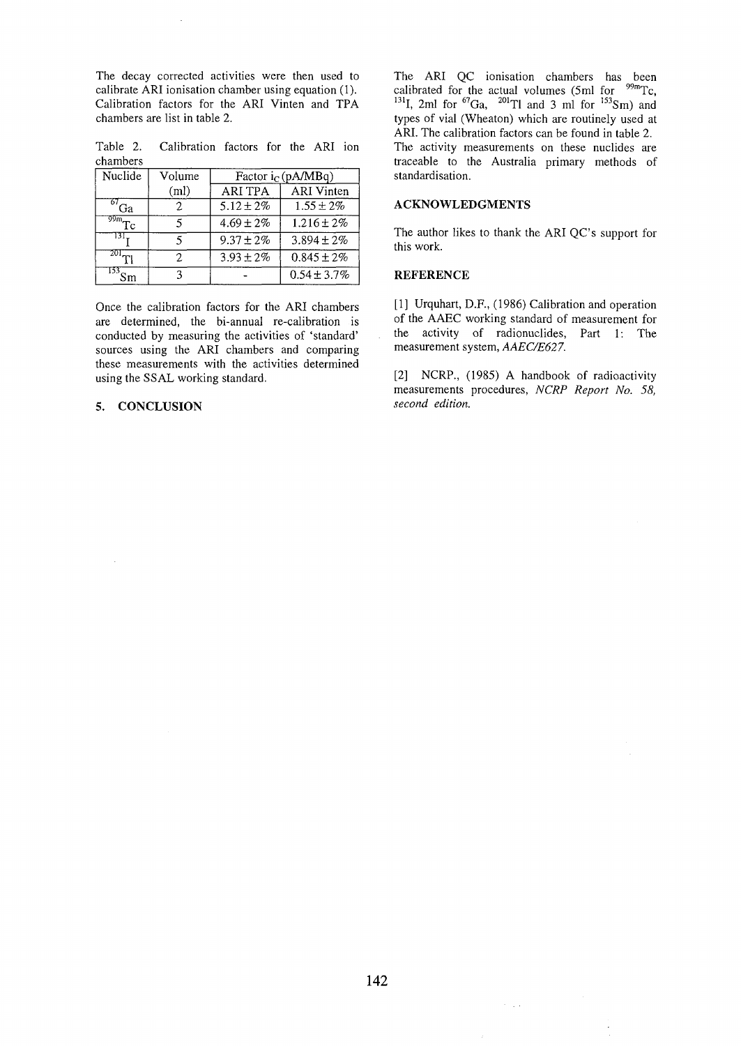The decay corrected activities were then used to calibrate ARI ionisation chamber using equation (1). Calibration factors for the ARI Vinten and TPA chambers are list in table 2.

Table 2. Calibration factors for the ARI ion chambers

| Nuclide | Volume (ml) | Factor $i_C$ (pA/MBq) | |
|---|---|---|---|
| | | ARI TPA | ARI Vinten |
| $^{67}$Ga | 2 | 5.12 ± 2% | 1.55 ± 2% |
| $^{99m}$Tc | 5 | 4.69 ± 2% | 1.216 ± 2% |
| $^{131}$I | 5 | 9.37 ± 2% | 3.894 ± 2% |
| $^{201}$Tl | 2 | 3.93 ± 2% | 0.845 ± 2% |
| $^{153}$Sm | 3 | - | 0.54 ± 3.7% |

Once the calibration factors for the ARI chambers are determined, the bi-annual re-calibration is conducted by measuring the activities of 'standard' sources using the ARI chambers and comparing these measurements with the activities determined using the SSAL working standard.

## 5. CONCLUSION

The ARI QC ionisation chambers has been calibrated for the actual volumes (5ml for $^{99m}$Tc, $^{131}$I, 2ml for $^{67}$Ga, $^{201}$Tl and 3 ml for $^{153}$Sm) and types of vial (Wheaton) which are routinely used at ARI. The calibration factors can be found in table 2. The activity measurements on these nuclides are traceable to the Australia primary methods of standardisation.

## ACKNOWLEDGMENTS

The author likes to thank the ARI QC's support for this work.

## REFERENCE

[1] Urquhart, D.F., (1986) Calibration and operation of the AAEC working standard of measurement for the activity of radionuclides, Part 1: The measurement system, *AAEC/E627.*

[2] NCRP., (1985) A handbook of radioactivity measurements procedures, *NCRP Report No. 58, second edition.*